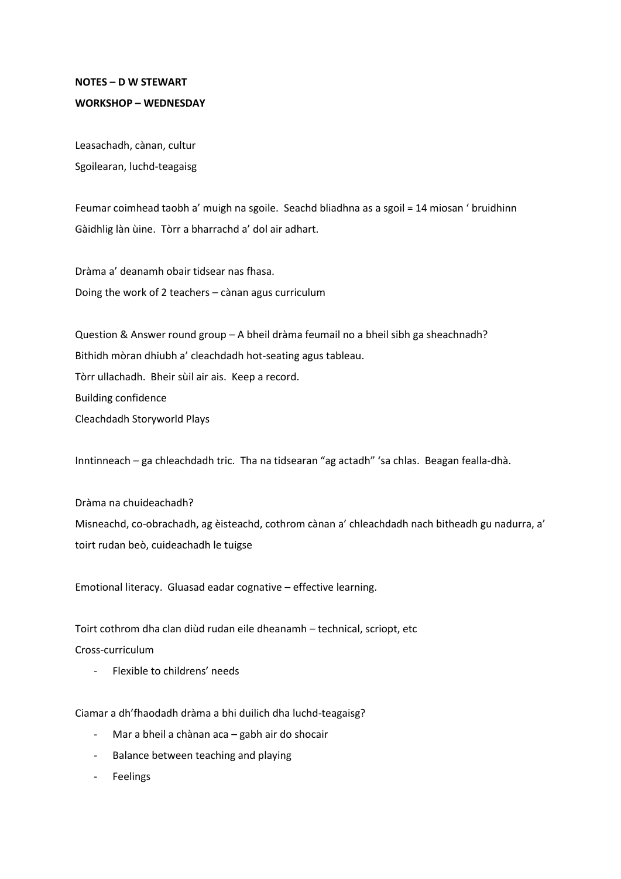**NOTES – D W STEWART**

**WORKSHOP – WEDNESDAY**

Leasachadh, cànan, cultur
Sgoilearan, luchd-teagaisg

Feumar coimhead taobh a' muigh na sgoile. Seachd bliadhna as a sgoil = 14 miosan ' bruidhinn Gàidhlig làn ùine. Tòrr a bharrachd a' dol air adhart.

Dràma a' deanamh obair tidsear nas fhasa.
Doing the work of 2 teachers – cànan agus curriculum

Question & Answer round group – A bheil dràma feumail no a bheil sibh ga sheachnadh?
Bithidh mòran dhiubh a' cleachdadh hot-seating agus tableau.
Tòrr ullachadh. Bheir sùil air ais. Keep a record.
Building confidence
Cleachdadh Storyworld Plays

Inntinneach – ga chleachdadh tric. Tha na tidsearan "ag actadh" 'sa chlas. Beagan fealla-dhà.

Dràma na chuideachadh?
Misneachd, co-obrachadh, ag èisteachd, cothrom cànan a' chleachdadh nach bitheadh gu nadurra, a' toirt rudan beò, cuideachadh le tuigse

Emotional literacy. Gluasad eadar cognative – effective learning.

Toirt cothrom dha clan diùd rudan eile dheanamh – technical, scriopt, etc
Cross-curriculum

- Flexible to childrens' needs

Ciamar a dh'fhaodadh dràma a bhi duilich dha luchd-teagaisg?

- Mar a bheil a chànan aca – gabh air do shocair
- Balance between teaching and playing
- Feelings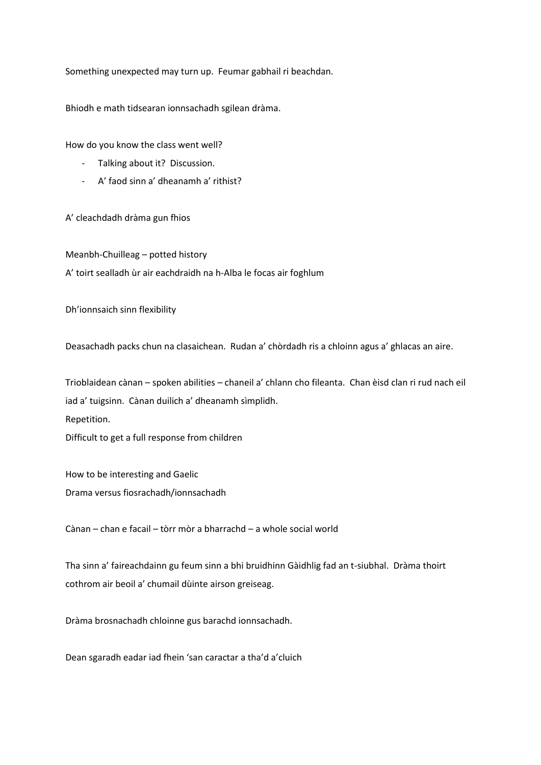Something unexpected may turn up.  Feumar gabhail ri beachdan.

Bhiodh e math tidsearan ionnsachadh sgilean dràma.

How do you know the class went well?

- Talking about it?  Discussion.
- A' faod sinn a' dheanamh a' rithist?

A' cleachdadh dràma gun fhios

Meanbh-Chuilleag – potted history

A' toirt sealladh ùr air eachdraidh na h-Alba le focas air foghlum

Dh'ionnsaich sinn flexibility

Deasachadh packs chun na clasaichean.  Rudan a' chòrdadh ris a chloinn agus a' ghlacas an aire.

Trioblaidean cànan – spoken abilities – chaneil a' chlann cho fileanta.  Chan èisd clan ri rud nach eil iad a' tuigsinn.  Cànan duilich a' dheanamh sìmplidh.

Repetition.

Difficult to get a full response from children

How to be interesting and Gaelic

Drama versus fiosrachadh/ionnsachadh

Cànan – chan e facail – tòrr mòr a bharrachd – a whole social world

Tha sinn a' faireachdainn gu feum sinn a bhi bruidhinn Gàidhlig fad an t-siubhal.  Dràma thoirt cothrom air beoil a' chumail dùinte airson greiseag.

Dràma brosnachadh chloinne gus barachd ionnsachadh.

Dean sgaradh eadar iad fhein 'san caractar a tha'd a'cluich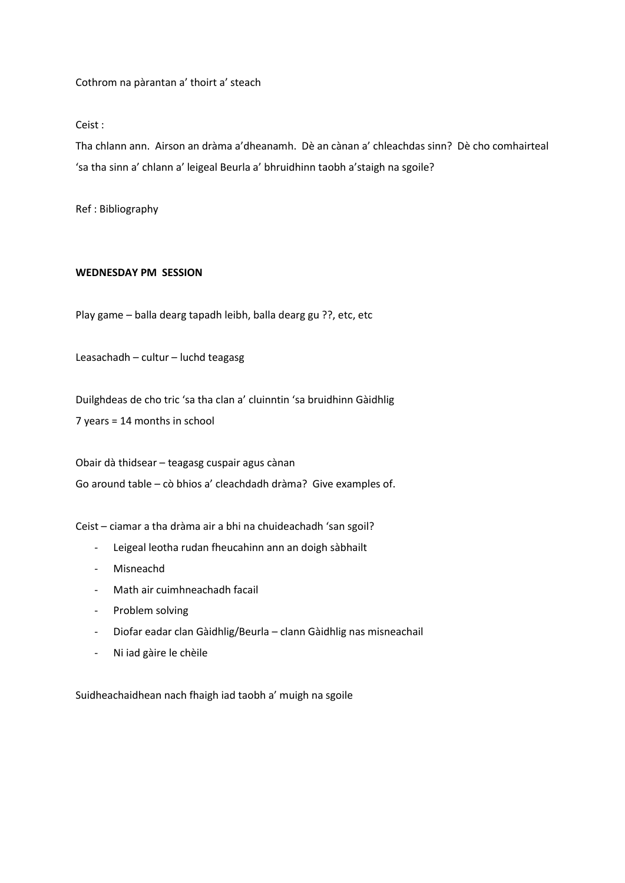Cothrom na pàrantan a' thoirt a' steach

Ceist :

Tha chlann ann. Airson an dràma a'dheanamh. Dè an cànan a' chleachdas sinn? Dè cho comhairteal 'sa tha sinn a' chlann a' leigeal Beurla a' bhruidhinn taobh a'staigh na sgoile?

Ref : Bibliography

**WEDNESDAY PM SESSION**

Play game – balla dearg tapadh leibh, balla dearg gu ??, etc, etc

Leasachadh – cultur – luchd teagasg

Duilghdeas de cho tric 'sa tha clan a' cluinntin 'sa bruidhinn Gàidhlig
7 years = 14 months in school

Obair dà thidsear – teagasg cuspair agus cànan
Go around table – cò bhios a' cleachdadh dràma? Give examples of.

Ceist – ciamar a tha dràma air a bhi na chuideachadh 'san sgoil?

- Leigeal leotha rudan fheucahinn ann an doigh sàbhailt
- Misneachd
- Math air cuimhneachadh facail
- Problem solving
- Diofar eadar clan Gàidhlig/Beurla – clann Gàidhlig nas misneachail
- Ni iad gàire le chèile

Suidheachaidhean nach fhaigh iad taobh a' muigh na sgoile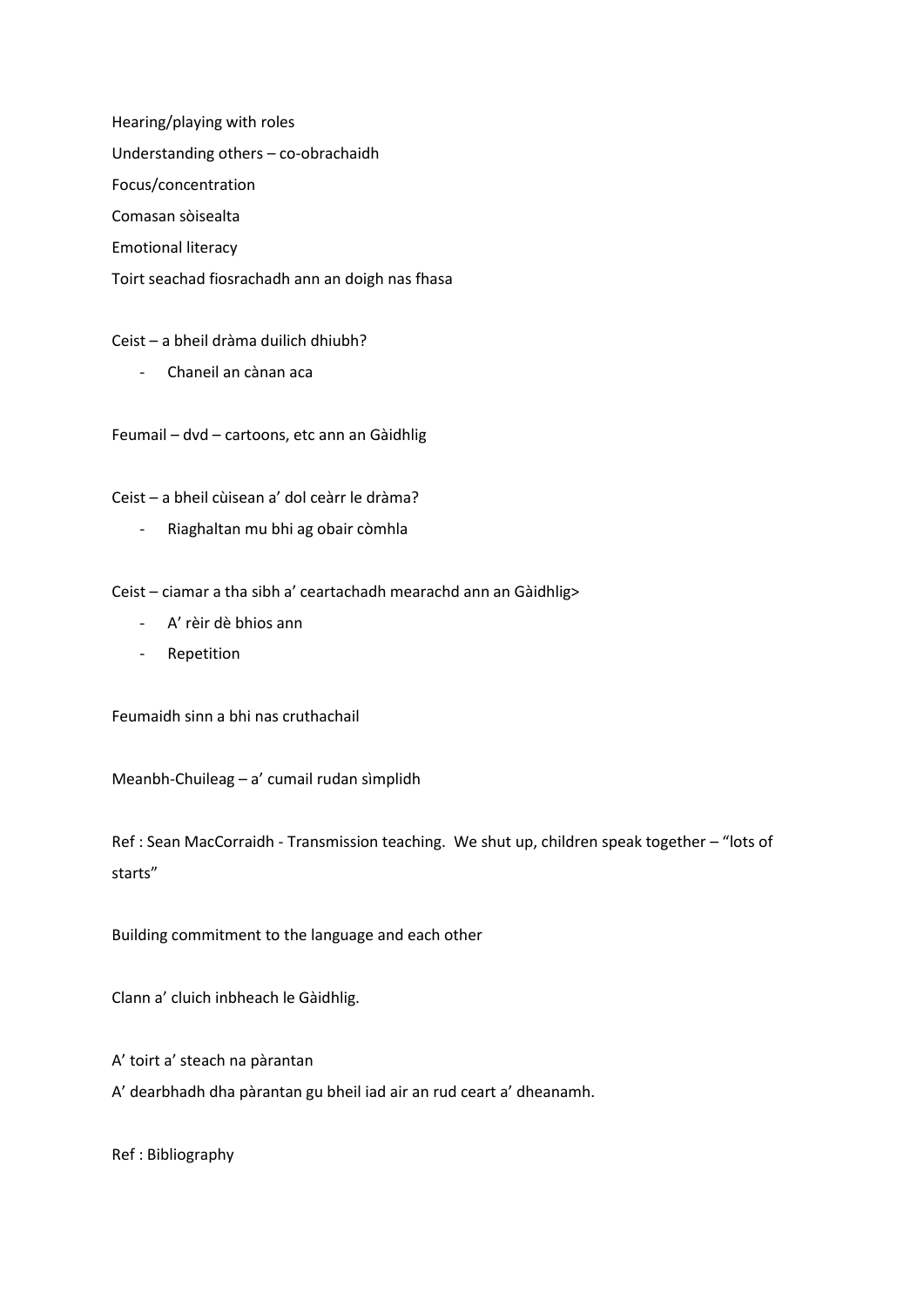Hearing/playing with roles

Understanding others – co-obrachaidh

Focus/concentration

Comasan sòisealta

Emotional literacy

Toirt seachad fiosrachadh ann an doigh nas fhasa

Ceist – a bheil dràma duilich dhiubh?

- Chaneil an cànan aca

Feumail – dvd – cartoons, etc ann an Gàidhlig

Ceist – a bheil cùisean a' dol ceàrr le dràma?

- Riaghaltan mu bhi ag obair còmhla

Ceist – ciamar a tha sibh a' ceartachadh mearachd ann an Gàidhlig>

- A' rèir dè bhios ann
- Repetition

Feumaidh sinn a bhi nas cruthachail

Meanbh-Chuileag – a' cumail rudan sìmplidh

Ref : Sean MacCorraidh - Transmission teaching. We shut up, children speak together – "lots of starts"

Building commitment to the language and each other

Clann a' cluich inbheach le Gàidhlig.

A' toirt a' steach na pàrantan

A' dearbhadh dha pàrantan gu bheil iad air an rud ceart a' dheanamh.

Ref : Bibliography